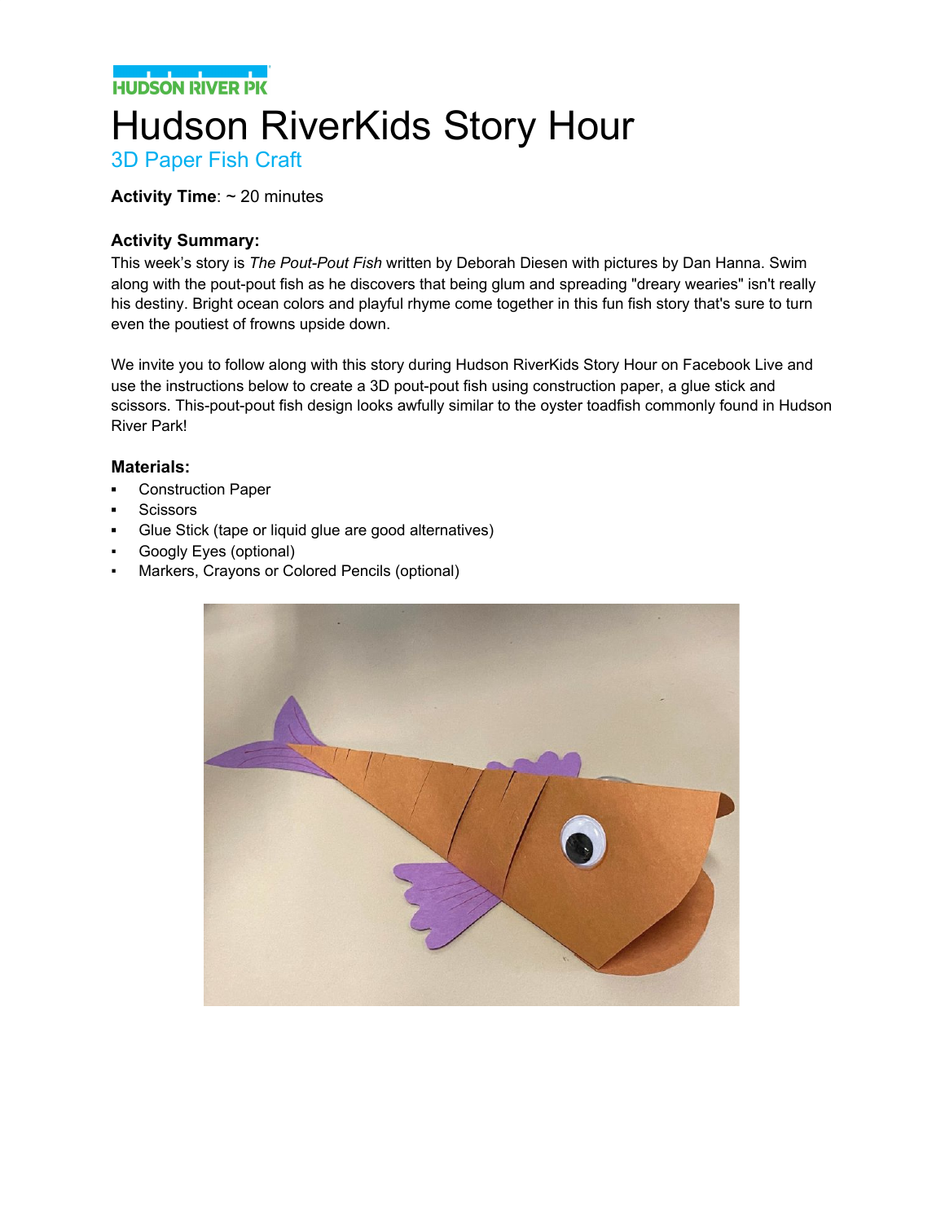HUDSON RIVER PK

# Hudson RiverKids Story Hour

## 3D Paper Fish Craft

**Activity Time**: ~ 20 minutes

### Activity Summary:

This week's story is *The Pout-Pout Fish* written by Deborah Diesen with pictures by Dan Hanna. Swim along with the pout-pout fish as he discovers that being glum and spreading "dreary wearies" isn't really his destiny. Bright ocean colors and playful rhyme come together in this fun fish story that's sure to turn even the poutiest of frowns upside down.

We invite you to follow along with this story during Hudson RiverKids Story Hour on Facebook Live and use the instructions below to create a 3D pout-pout fish using construction paper, a glue stick and scissors. This-pout-pout fish design looks awfully similar to the oyster toadfish commonly found in Hudson River Park!

### Materials:

- Construction Paper
- Scissors
- Glue Stick (tape or liquid glue are good alternatives)
- Googly Eyes (optional)
- Markers, Crayons or Colored Pencils (optional)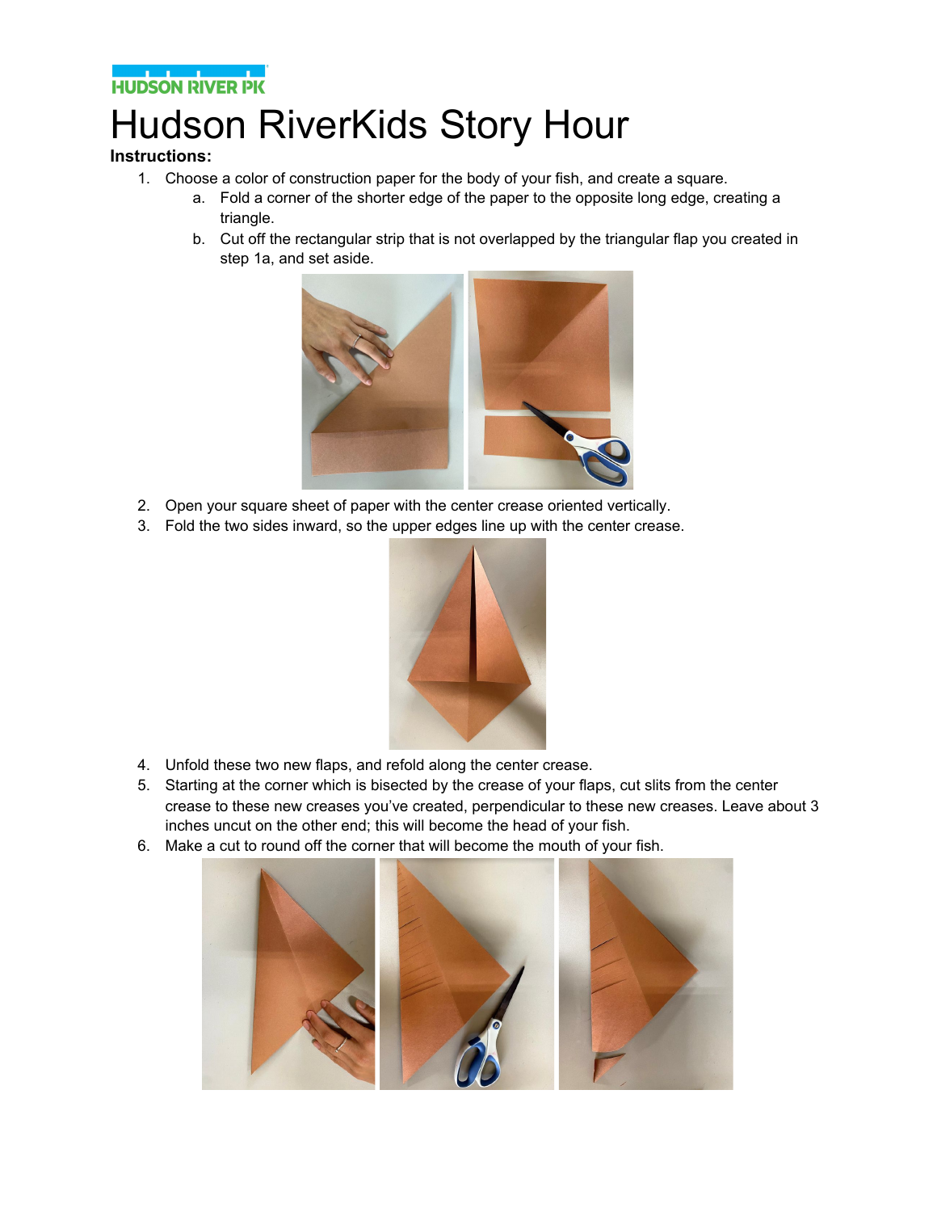# Hudson RiverKids Story Hour

**Instructions:**

1. Choose a color of construction paper for the body of your fish, and create a square.
   a. Fold a corner of the shorter edge of the paper to the opposite long edge, creating a triangle.
   b. Cut off the rectangular strip that is not overlapped by the triangular flap you created in step 1a, and set aside.
2. Open your square sheet of paper with the center crease oriented vertically.
3. Fold the two sides inward, so the upper edges line up with the center crease.
4. Unfold these two new flaps, and refold along the center crease.
5. Starting at the corner which is bisected by the crease of your flaps, cut slits from the center crease to these new creases you've created, perpendicular to these new creases. Leave about 3 inches uncut on the other end; this will become the head of your fish.
6. Make a cut to round off the corner that will become the mouth of your fish.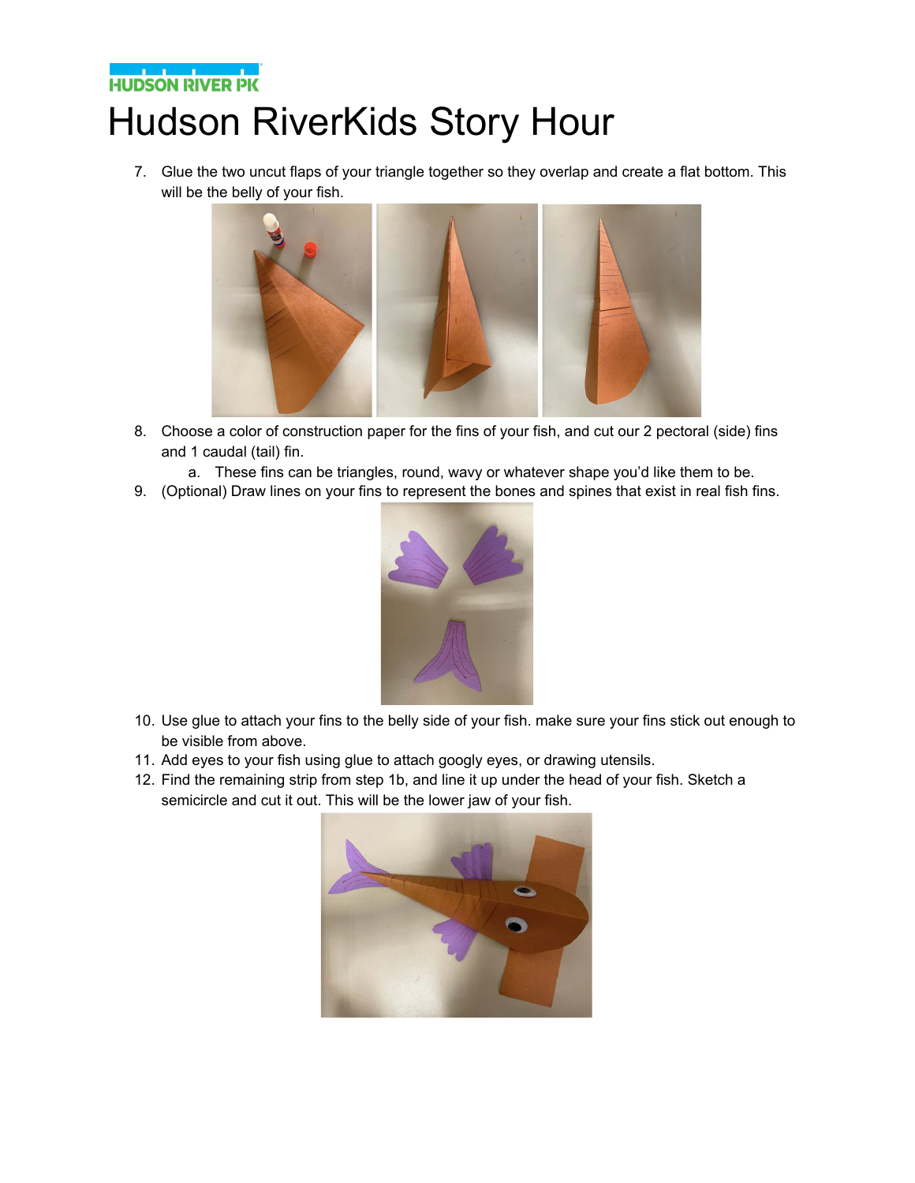# Hudson RiverKids Story Hour

7. Glue the two uncut flaps of your triangle together so they overlap and create a flat bottom. This will be the belly of your fish.
8. Choose a color of construction paper for the fins of your fish, and cut our 2 pectoral (side) fins and 1 caudal (tail) fin.
   a. These fins can be triangles, round, wavy or whatever shape you'd like them to be.
9. (Optional) Draw lines on your fins to represent the bones and spines that exist in real fish fins.
10. Use glue to attach your fins to the belly side of your fish. make sure your fins stick out enough to be visible from above.
11. Add eyes to your fish using glue to attach googly eyes, or drawing utensils.
12. Find the remaining strip from step 1b, and line it up under the head of your fish. Sketch a semicircle and cut it out. This will be the lower jaw of your fish.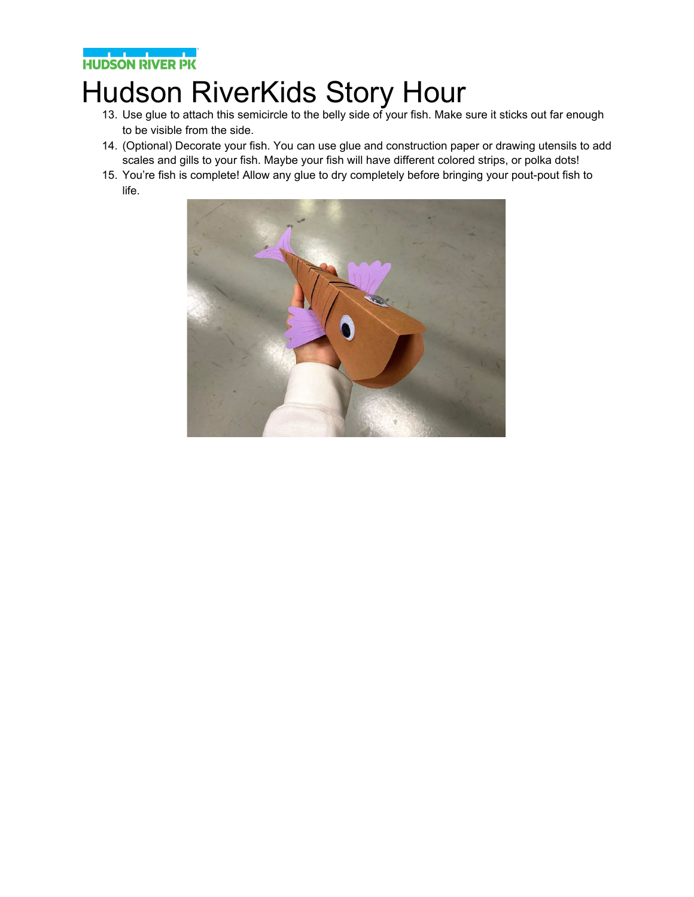# Hudson RiverKids Story Hour

13. Use glue to attach this semicircle to the belly side of your fish. Make sure it sticks out far enough to be visible from the side.
14. (Optional) Decorate your fish. You can use glue and construction paper or drawing utensils to add scales and gills to your fish. Maybe your fish will have different colored strips, or polka dots!
15. You're fish is complete! Allow any glue to dry completely before bringing your pout-pout fish to life.